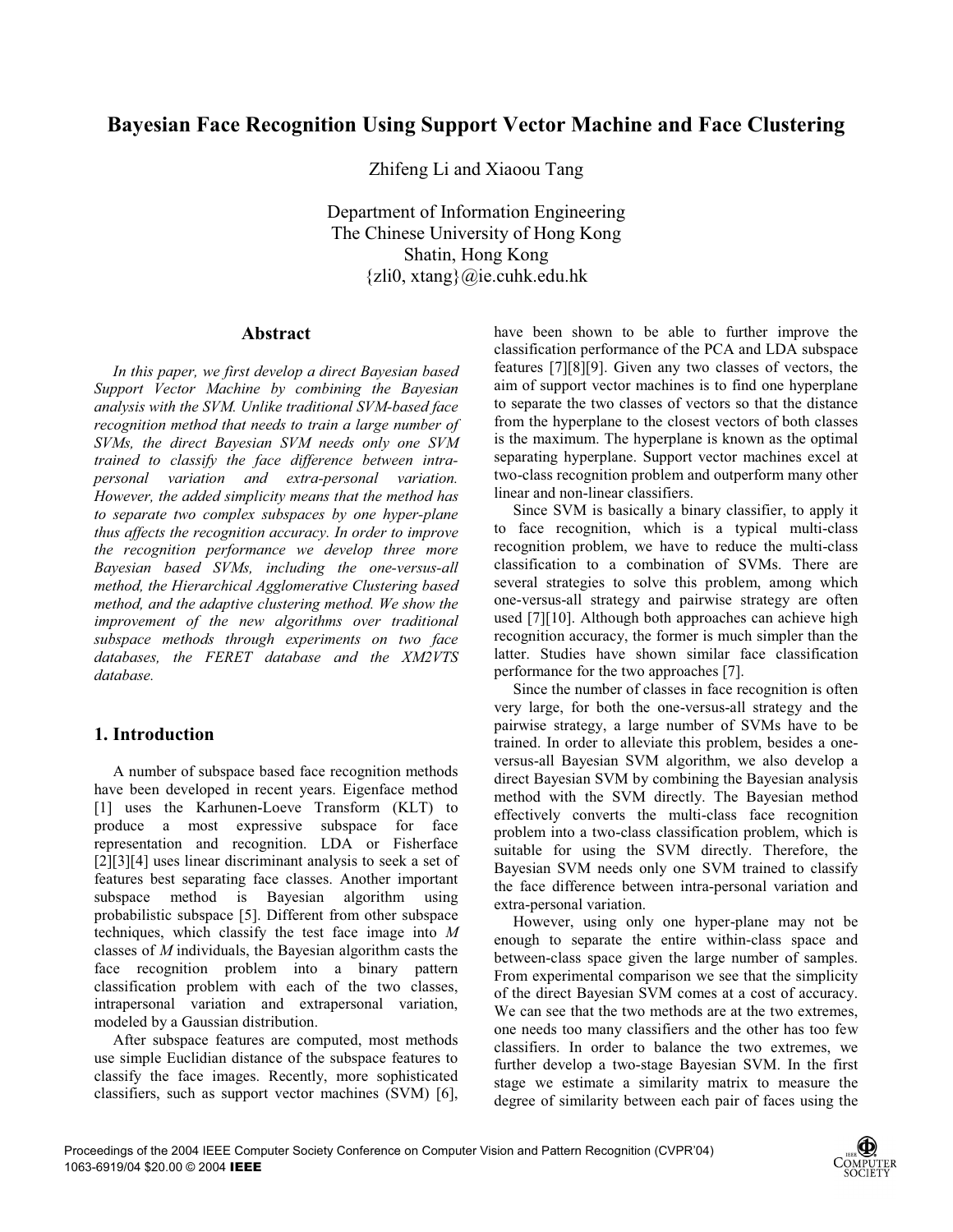# Bayesian Face Recognition Using Support Vector Machine and Face Clustering

Zhifeng Li and Xiaoou Tang

Department of Information Engineering
The Chinese University of Hong Kong
Shatin, Hong Kong
{zli0, xtang}@ie.cuhk.edu.hk

## Abstract

*In this paper, we first develop a direct Bayesian based Support Vector Machine by combining the Bayesian analysis with the SVM. Unlike traditional SVM-based face recognition method that needs to train a large number of SVMs, the direct Bayesian SVM needs only one SVM trained to classify the face difference between intra-personal variation and extra-personal variation. However, the added simplicity means that the method has to separate two complex subspaces by one hyper-plane thus affects the recognition accuracy. In order to improve the recognition performance we develop three more Bayesian based SVMs, including the one-versus-all method, the Hierarchical Agglomerative Clustering based method, and the adaptive clustering method. We show the improvement of the new algorithms over traditional subspace methods through experiments on two face databases, the FERET database and the XM2VTS database.*

## 1. Introduction

A number of subspace based face recognition methods have been developed in recent years. Eigenface method [1] uses the Karhunen-Loeve Transform (KLT) to produce a most expressive subspace for face representation and recognition. LDA or Fisherface [2][3][4] uses linear discriminant analysis to seek a set of features best separating face classes. Another important subspace method is Bayesian algorithm using probabilistic subspace [5]. Different from other subspace techniques, which classify the test face image into *M* classes of *M* individuals, the Bayesian algorithm casts the face recognition problem into a binary pattern classification problem with each of the two classes, intrapersonal variation and extrapersonal variation, modeled by a Gaussian distribution.

After subspace features are computed, most methods use simple Euclidian distance of the subspace features to classify the face images. Recently, more sophisticated classifiers, such as support vector machines (SVM) [6], have been shown to be able to further improve the classification performance of the PCA and LDA subspace features [7][8][9]. Given any two classes of vectors, the aim of support vector machines is to find one hyperplane to separate the two classes of vectors so that the distance from the hyperplane to the closest vectors of both classes is the maximum. The hyperplane is known as the optimal separating hyperplane. Support vector machines excel at two-class recognition problem and outperform many other linear and non-linear classifiers.

Since SVM is basically a binary classifier, to apply it to face recognition, which is a typical multi-class recognition problem, we have to reduce the multi-class classification to a combination of SVMs. There are several strategies to solve this problem, among which one-versus-all strategy and pairwise strategy are often used [7][10]. Although both approaches can achieve high recognition accuracy, the former is much simpler than the latter. Studies have shown similar face classification performance for the two approaches [7].

Since the number of classes in face recognition is often very large, for both the one-versus-all strategy and the pairwise strategy, a large number of SVMs have to be trained. In order to alleviate this problem, besides a one-versus-all Bayesian SVM algorithm, we also develop a direct Bayesian SVM by combining the Bayesian analysis method with the SVM directly. The Bayesian method effectively converts the multi-class face recognition problem into a two-class classification problem, which is suitable for using the SVM directly. Therefore, the Bayesian SVM needs only one SVM trained to classify the face difference between intra-personal variation and extra-personal variation.

However, using only one hyper-plane may not be enough to separate the entire within-class space and between-class space given the large number of samples. From experimental comparison we see that the simplicity of the direct Bayesian SVM comes at a cost of accuracy. We can see that the two methods are at the two extremes, one needs too many classifiers and the other has too few classifiers. In order to balance the two extremes, we further develop a two-stage Bayesian SVM. In the first stage we estimate a similarity matrix to measure the degree of similarity between each pair of faces using the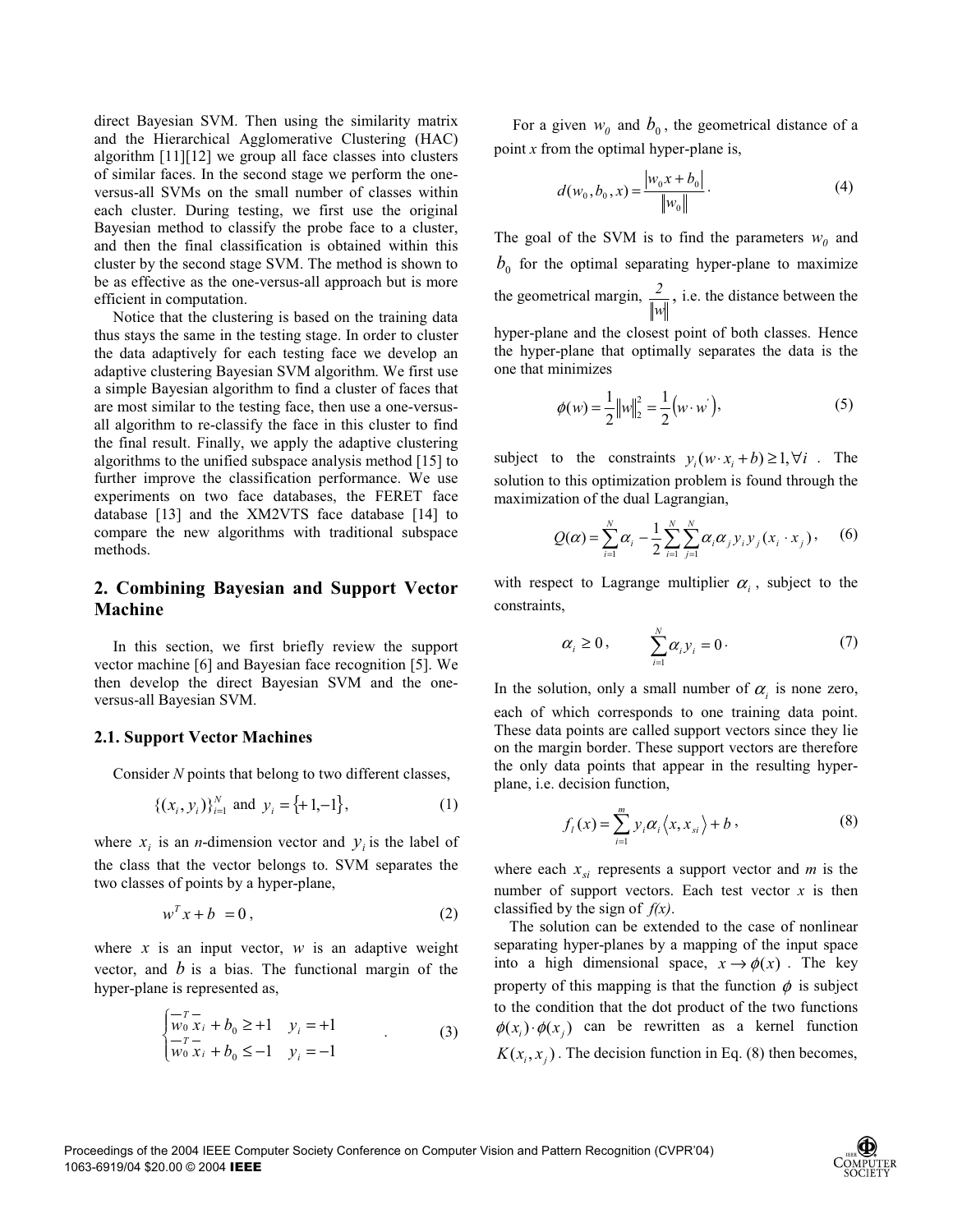direct Bayesian SVM. Then using the similarity matrix and the Hierarchical Agglomerative Clustering (HAC) algorithm [11][12] we group all face classes into clusters of similar faces. In the second stage we perform the one-versus-all SVMs on the small number of classes within each cluster. During testing, we first use the original Bayesian method to classify the probe face to a cluster, and then the final classification is obtained within this cluster by the second stage SVM. The method is shown to be as effective as the one-versus-all approach but is more efficient in computation.

Notice that the clustering is based on the training data thus stays the same in the testing stage. In order to cluster the data adaptively for each testing face we develop an adaptive clustering Bayesian SVM algorithm. We first use a simple Bayesian algorithm to find a cluster of faces that are most similar to the testing face, then use a one-versus-all algorithm to re-classify the face in this cluster to find the final result. Finally, we apply the adaptive clustering algorithms to the unified subspace analysis method [15] to further improve the classification performance. We use experiments on two face databases, the FERET face database [13] and the XM2VTS face database [14] to compare the new algorithms with traditional subspace methods.

## 2. Combining Bayesian and Support Vector Machine

In this section, we first briefly review the support vector machine [6] and Bayesian face recognition [5]. We then develop the direct Bayesian SVM and the one-versus-all Bayesian SVM.

### 2.1. Support Vector Machines

Consider $N$ points that belong to two different classes,

$$\{(x_i, y_i)\}_{i=1}^{N} \text{ and } y_i = \{+1, -1\}, \tag{1}$$

where $x_i$ is an $n$-dimension vector and $y_i$ is the label of the class that the vector belongs to. SVM separates the two classes of points by a hyper-plane,

$$w^T x + b = 0, \tag{2}$$

where $x$ is an input vector, $w$ is an adaptive weight vector, and $b$ is a bias. The functional margin of the hyper-plane is represented as,

$$\begin{cases} \overline{w}_0^T \overline{x}_i + b_0 \geq +1 & y_i = +1 \\ \overline{w}_0^T \overline{x}_i + b_0 \leq -1 & y_i = -1 \end{cases}. \tag{3}$$

For a given $w_0$ and $b_0$, the geometrical distance of a point $x$ from the optimal hyper-plane is,

$$d(w_0, b_0, x) = \frac{|w_0 x + b_0|}{\|w_0\|}. \tag{4}$$

The goal of the SVM is to find the parameters $w_0$ and $b_0$ for the optimal separating hyper-plane to maximize the geometrical margin, $\frac{2}{\|w\|}$, i.e. the distance between the hyper-plane and the closest point of both classes. Hence the hyper-plane that optimally separates the data is the one that minimizes

$$\phi(w) = \frac{1}{2}\|w\|_2^2 = \frac{1}{2}\left(w \cdot w'\right), \tag{5}$$

subject to the constraints $y_i(w \cdot x_i + b) \geq 1, \forall i$. The solution to this optimization problem is found through the maximization of the dual Lagrangian,

$$Q(\alpha) = \sum_{i=1}^{N} \alpha_i - \frac{1}{2}\sum_{i=1}^{N}\sum_{j=1}^{N} \alpha_i \alpha_j y_i y_j (x_i \cdot x_j), \tag{6}$$

with respect to Lagrange multiplier $\alpha_i$, subject to the constraints,

$$\alpha_i \geq 0, \qquad \sum_{i=1}^{N} \alpha_i y_i = 0. \tag{7}$$

In the solution, only a small number of $\alpha_i$ is none zero, each of which corresponds to one training data point. These data points are called support vectors since they lie on the margin border. These support vectors are therefore the only data points that appear in the resulting hyper-plane, i.e. decision function,

$$f_l(x) = \sum_{i=1}^{m} y_i \alpha_i \langle x, x_{si} \rangle + b, \tag{8}$$

where each $x_{si}$ represents a support vector and $m$ is the number of support vectors. Each test vector $x$ is then classified by the sign of $f(x)$.

The solution can be extended to the case of nonlinear separating hyper-planes by a mapping of the input space into a high dimensional space, $x \rightarrow \phi(x)$. The key property of this mapping is that the function $\phi$ is subject to the condition that the dot product of the two functions $\phi(x_i) \cdot \phi(x_j)$ can be rewritten as a kernel function $K(x_i, x_j)$. The decision function in Eq. (8) then becomes,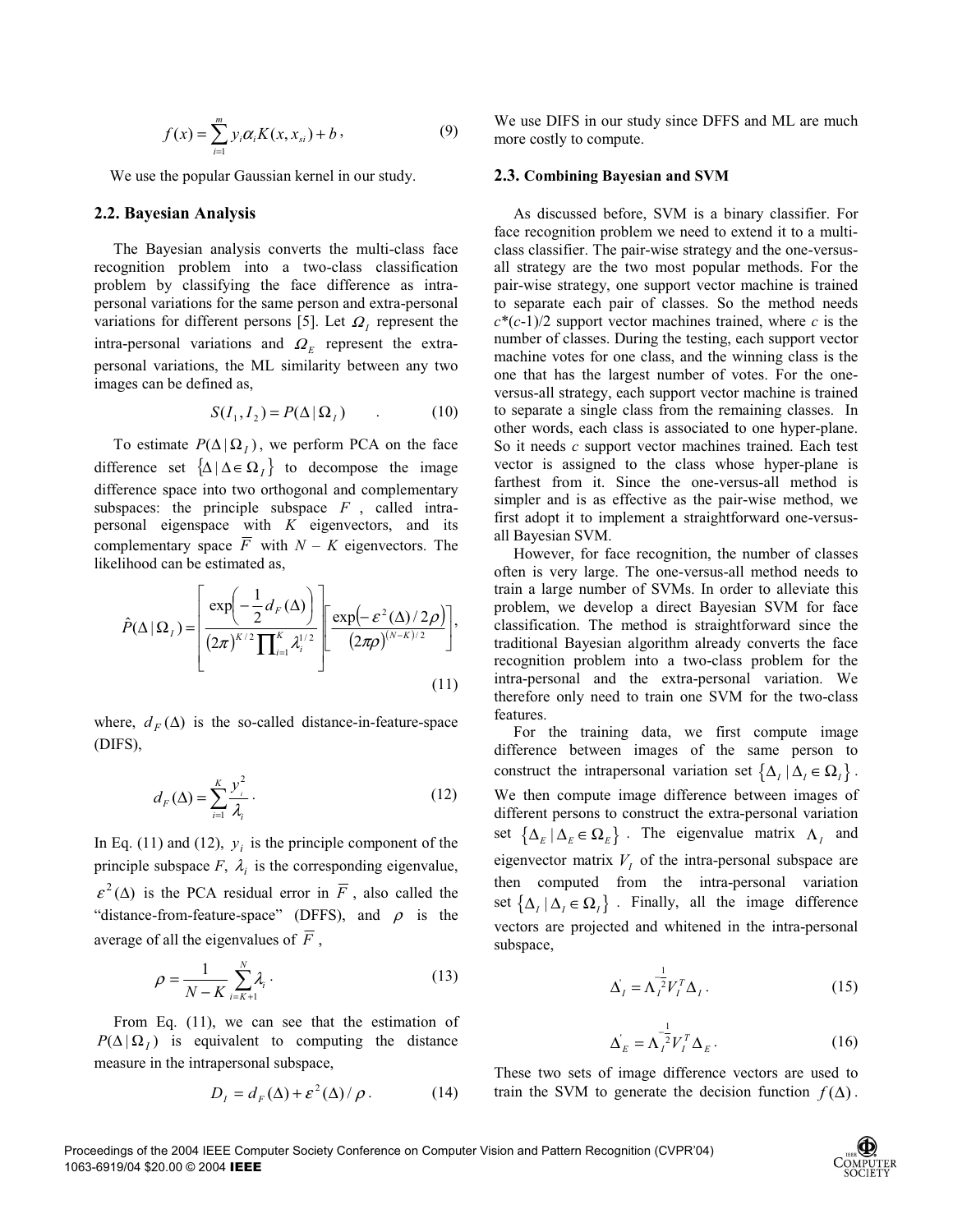$$f(x) = \sum_{i=1}^{m} y_i \alpha_i K(x, x_{si}) + b, \tag{9}$$

We use the popular Gaussian kernel in our study.

### 2.2. Bayesian Analysis

The Bayesian analysis converts the multi-class face recognition problem into a two-class classification problem by classifying the face difference as intra-personal variations for the same person and extra-personal variations for different persons [5]. Let $\Omega_I$ represent the intra-personal variations and $\Omega_E$ represent the extra-personal variations, the ML similarity between any two images can be defined as,

$$S(I_1, I_2) = P(\Delta \mid \Omega_I) \quad . \tag{10}$$

To estimate $P(\Delta \mid \Omega_I)$, we perform PCA on the face difference set $\{\Delta \mid \Delta \in \Omega_I\}$ to decompose the image difference space into two orthogonal and complementary subspaces: the principle subspace $F$, called intra-personal eigenspace with $K$ eigenvectors, and its complementary space $\overline{F}$ with $N - K$ eigenvectors. The likelihood can be estimated as,

$$\hat{P}(\Delta \mid \Omega_I) = \left[ \frac{\exp\left(-\frac{1}{2} d_F(\Delta)\right)}{(2\pi)^{K/2} \prod_{i=1}^{K} \lambda_i^{1/2}} \right] \left[ \frac{\exp\left(-\varepsilon^2(\Delta)/2\rho\right)}{(2\pi\rho)^{(N-K)/2}} \right], \tag{11}$$

where, $d_F(\Delta)$ is the so-called distance-in-feature-space (DIFS),

$$d_F(\Delta) = \sum_{i=1}^{K} \frac{y_i^2}{\lambda_i}. \tag{12}$$

In Eq. (11) and (12), $y_i$ is the principle component of the principle subspace $F$, $\lambda_i$ is the corresponding eigenvalue, $\varepsilon^2(\Delta)$ is the PCA residual error in $\overline{F}$, also called the "distance-from-feature-space" (DFFS), and $\rho$ is the average of all the eigenvalues of $\overline{F}$,

$$\rho = \frac{1}{N-K} \sum_{i=K+1}^{N} \lambda_i. \tag{13}$$

From Eq. (11), we can see that the estimation of $P(\Delta \mid \Omega_I)$ is equivalent to computing the distance measure in the intrapersonal subspace,

$$D_I = d_F(\Delta) + \varepsilon^2(\Delta)/\rho. \tag{14}$$

We use DIFS in our study since DFFS and ML are much more costly to compute.

### 2.3. Combining Bayesian and SVM

As discussed before, SVM is a binary classifier. For face recognition problem we need to extend it to a multi-class classifier. The pair-wise strategy and the one-versus-all strategy are the two most popular methods. For the pair-wise strategy, one support vector machine is trained to separate each pair of classes. So the method needs $c*(c-1)/2$ support vector machines trained, where $c$ is the number of classes. During the testing, each support vector machine votes for one class, and the winning class is the one that has the largest number of votes. For the one-versus-all strategy, each support vector machine is trained to separate a single class from the remaining classes. In other words, each class is associated to one hyper-plane. So it needs $c$ support vector machines trained. Each test vector is assigned to the class whose hyper-plane is farthest from it. Since the one-versus-all method is simpler and is as effective as the pair-wise method, we first adopt it to implement a straightforward one-versus-all Bayesian SVM.

However, for face recognition, the number of classes often is very large. The one-versus-all method needs to train a large number of SVMs. In order to alleviate this problem, we develop a direct Bayesian SVM for face classification. The method is straightforward since the traditional Bayesian algorithm already converts the face recognition problem into a two-class problem for the intra-personal and the extra-personal variation. We therefore only need to train one SVM for the two-class features.

For the training data, we first compute image difference between images of the same person to construct the intrapersonal variation set $\{\Delta_I \mid \Delta_I \in \Omega_I\}$. We then compute image difference between images of different persons to construct the extra-personal variation set $\{\Delta_E \mid \Delta_E \in \Omega_E\}$. The eigenvalue matrix $\Lambda_I$ and eigenvector matrix $V_I$ of the intra-personal subspace are then computed from the intra-personal variation set $\{\Delta_I \mid \Delta_I \in \Omega_I\}$. Finally, all the image difference vectors are projected and whitened in the intra-personal subspace,

$$\Delta_I^{'} = \Lambda_I^{-\frac{1}{2}} V_I^T \Delta_I. \tag{15}$$

$$\Delta_E^{'} = \Lambda_I^{-\frac{1}{2}} V_I^T \Delta_E. \tag{16}$$

These two sets of image difference vectors are used to train the SVM to generate the decision function $f(\Delta)$.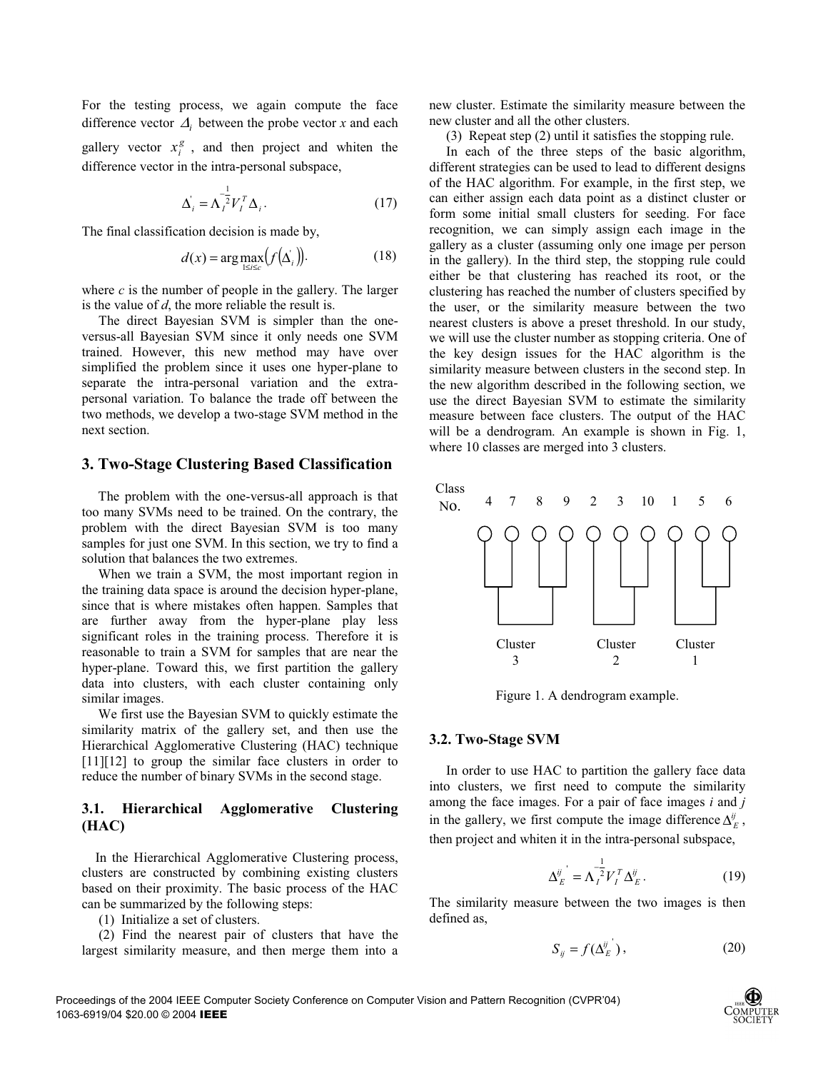For the testing process, we again compute the face difference vector $\Delta_i$ between the probe vector $x$ and each gallery vector $x_i^g$, and then project and whiten the difference vector in the intra-personal subspace,

$$\Delta_i^{'} = \Lambda_I^{-\frac{1}{2}} V_I^T \Delta_i . \tag{17}$$

The final classification decision is made by,

$$d(x) = \arg\max_{1 \le i \le c} \left( f\left(\Delta_i^{'}\right) \right). \tag{18}$$

where $c$ is the number of people in the gallery. The larger is the value of $d$, the more reliable the result is.

The direct Bayesian SVM is simpler than the one-versus-all Bayesian SVM since it only needs one SVM trained. However, this new method may have over simplified the problem since it uses one hyper-plane to separate the intra-personal variation and the extra-personal variation. To balance the trade off between the two methods, we develop a two-stage SVM method in the next section.

## 3. Two-Stage Clustering Based Classification

The problem with the one-versus-all approach is that too many SVMs need to be trained. On the contrary, the problem with the direct Bayesian SVM is too many samples for just one SVM. In this section, we try to find a solution that balances the two extremes.

When we train a SVM, the most important region in the training data space is around the decision hyper-plane, since that is where mistakes often happen. Samples that are further away from the hyper-plane play less significant roles in the training process. Therefore it is reasonable to train a SVM for samples that are near the hyper-plane. Toward this, we first partition the gallery data into clusters, with each cluster containing only similar images.

We first use the Bayesian SVM to quickly estimate the similarity matrix of the gallery set, and then use the Hierarchical Agglomerative Clustering (HAC) technique [11][12] to group the similar face clusters in order to reduce the number of binary SVMs in the second stage.

### 3.1. Hierarchical Agglomerative Clustering (HAC)

In the Hierarchical Agglomerative Clustering process, clusters are constructed by combining existing clusters based on their proximity. The basic process of the HAC can be summarized by the following steps:

(1) Initialize a set of clusters.

(2) Find the nearest pair of clusters that have the largest similarity measure, and then merge them into a new cluster. Estimate the similarity measure between the new cluster and all the other clusters.

(3) Repeat step (2) until it satisfies the stopping rule.

In each of the three steps of the basic algorithm, different strategies can be used to lead to different designs of the HAC algorithm. For example, in the first step, we can either assign each data point as a distinct cluster or form some initial small clusters for seeding. For face recognition, we can simply assign each image in the gallery as a cluster (assuming only one image per person in the gallery). In the third step, the stopping rule could either be that clustering has reached its root, or the clustering has reached the number of clusters specified by the user, or the similarity measure between the two nearest clusters is above a preset threshold. In our study, we will use the cluster number as stopping criteria. One of the key design issues for the HAC algorithm is the similarity measure between clusters in the second step. In the new algorithm described in the following section, we use the direct Bayesian SVM to estimate the similarity measure between face clusters. The output of the HAC will be a dendrogram. An example is shown in Fig. 1, where 10 classes are merged into 3 clusters.

Figure 1. A dendrogram example.

### 3.2. Two-Stage SVM

In order to use HAC to partition the gallery face data into clusters, we first need to compute the similarity among the face images. For a pair of face images $i$ and $j$ in the gallery, we first compute the image difference $\Delta_E^{ij}$, then project and whiten it in the intra-personal subspace,

$$\Delta_E^{ij^{'}} = \Lambda_I^{-\frac{1}{2}} V_I^T \Delta_E^{ij} . \tag{19}$$

The similarity measure between the two images is then defined as,

$$S_{ij} = f(\Delta_E^{ij^{'}}), \tag{20}$$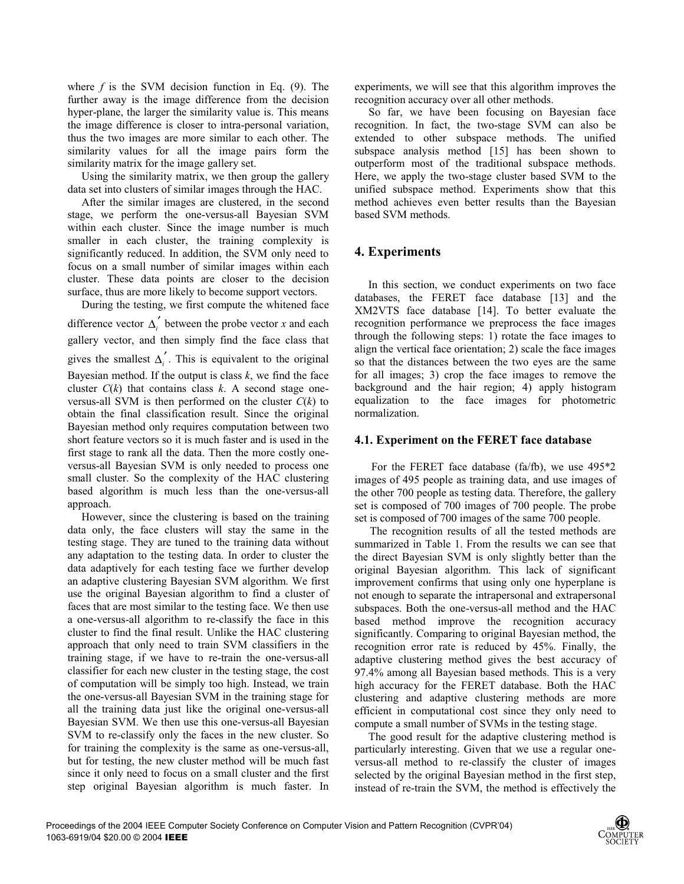where $f$ is the SVM decision function in Eq. (9). The further away is the image difference from the decision hyper-plane, the larger the similarity value is. This means the image difference is closer to intra-personal variation, thus the two images are more similar to each other. The similarity values for all the image pairs form the similarity matrix for the image gallery set.

Using the similarity matrix, we then group the gallery data set into clusters of similar images through the HAC.

After the similar images are clustered, in the second stage, we perform the one-versus-all Bayesian SVM within each cluster. Since the image number is much smaller in each cluster, the training complexity is significantly reduced. In addition, the SVM only need to focus on a small number of similar images within each cluster. These data points are closer to the decision surface, thus are more likely to become support vectors.

During the testing, we first compute the whitened face difference vector $\Delta_i'$ between the probe vector $x$ and each gallery vector, and then simply find the face class that gives the smallest $\Delta_i'$. This is equivalent to the original Bayesian method. If the output is class $k$, we find the face cluster $C(k)$ that contains class $k$. A second stage one-versus-all SVM is then performed on the cluster $C(k)$ to obtain the final classification result. Since the original Bayesian method only requires computation between two short feature vectors so it is much faster and is used in the first stage to rank all the data. Then the more costly one-versus-all Bayesian SVM is only needed to process one small cluster. So the complexity of the HAC clustering based algorithm is much less than the one-versus-all approach.

However, since the clustering is based on the training data only, the face clusters will stay the same in the testing stage. They are tuned to the training data without any adaptation to the testing data. In order to cluster the data adaptively for each testing face we further develop an adaptive clustering Bayesian SVM algorithm. We first use the original Bayesian algorithm to find a cluster of faces that are most similar to the testing face. We then use a one-versus-all algorithm to re-classify the face in this cluster to find the final result. Unlike the HAC clustering approach that only need to train SVM classifiers in the training stage, if we have to re-train the one-versus-all classifier for each new cluster in the testing stage, the cost of computation will be simply too high. Instead, we train the one-versus-all Bayesian SVM in the training stage for all the training data just like the original one-versus-all Bayesian SVM. We then use this one-versus-all Bayesian SVM to re-classify only the faces in the new cluster. So for training the complexity is the same as one-versus-all, but for testing, the new cluster method will be much fast since it only need to focus on a small cluster and the first step original Bayesian algorithm is much faster. In experiments, we will see that this algorithm improves the recognition accuracy over all other methods.

So far, we have been focusing on Bayesian face recognition. In fact, the two-stage SVM can also be extended to other subspace methods. The unified subspace analysis method [15] has been shown to outperform most of the traditional subspace methods. Here, we apply the two-stage cluster based SVM to the unified subspace method. Experiments show that this method achieves even better results than the Bayesian based SVM methods.

## 4. Experiments

In this section, we conduct experiments on two face databases, the FERET face database [13] and the XM2VTS face database [14]. To better evaluate the recognition performance we preprocess the face images through the following steps: 1) rotate the face images to align the vertical face orientation; 2) scale the face images so that the distances between the two eyes are the same for all images; 3) crop the face images to remove the background and the hair region; 4) apply histogram equalization to the face images for photometric normalization.

### 4.1. Experiment on the FERET face database

For the FERET face database (fa/fb), we use 495*2 images of 495 people as training data, and use images of the other 700 people as testing data. Therefore, the gallery set is composed of 700 images of 700 people. The probe set is composed of 700 images of the same 700 people.

The recognition results of all the tested methods are summarized in Table 1. From the results we can see that the direct Bayesian SVM is only slightly better than the original Bayesian algorithm. This lack of significant improvement confirms that using only one hyperplane is not enough to separate the intrapersonal and extrapersonal subspaces. Both the one-versus-all method and the HAC based method improve the recognition accuracy significantly. Comparing to original Bayesian method, the recognition error rate is reduced by 45%. Finally, the adaptive clustering method gives the best accuracy of 97.4% among all Bayesian based methods. This is a very high accuracy for the FERET database. Both the HAC clustering and adaptive clustering methods are more efficient in computational cost since they only need to compute a small number of SVMs in the testing stage.

The good result for the adaptive clustering method is particularly interesting. Given that we use a regular one-versus-all method to re-classify the cluster of images selected by the original Bayesian method in the first step, instead of re-train the SVM, the method is effectively the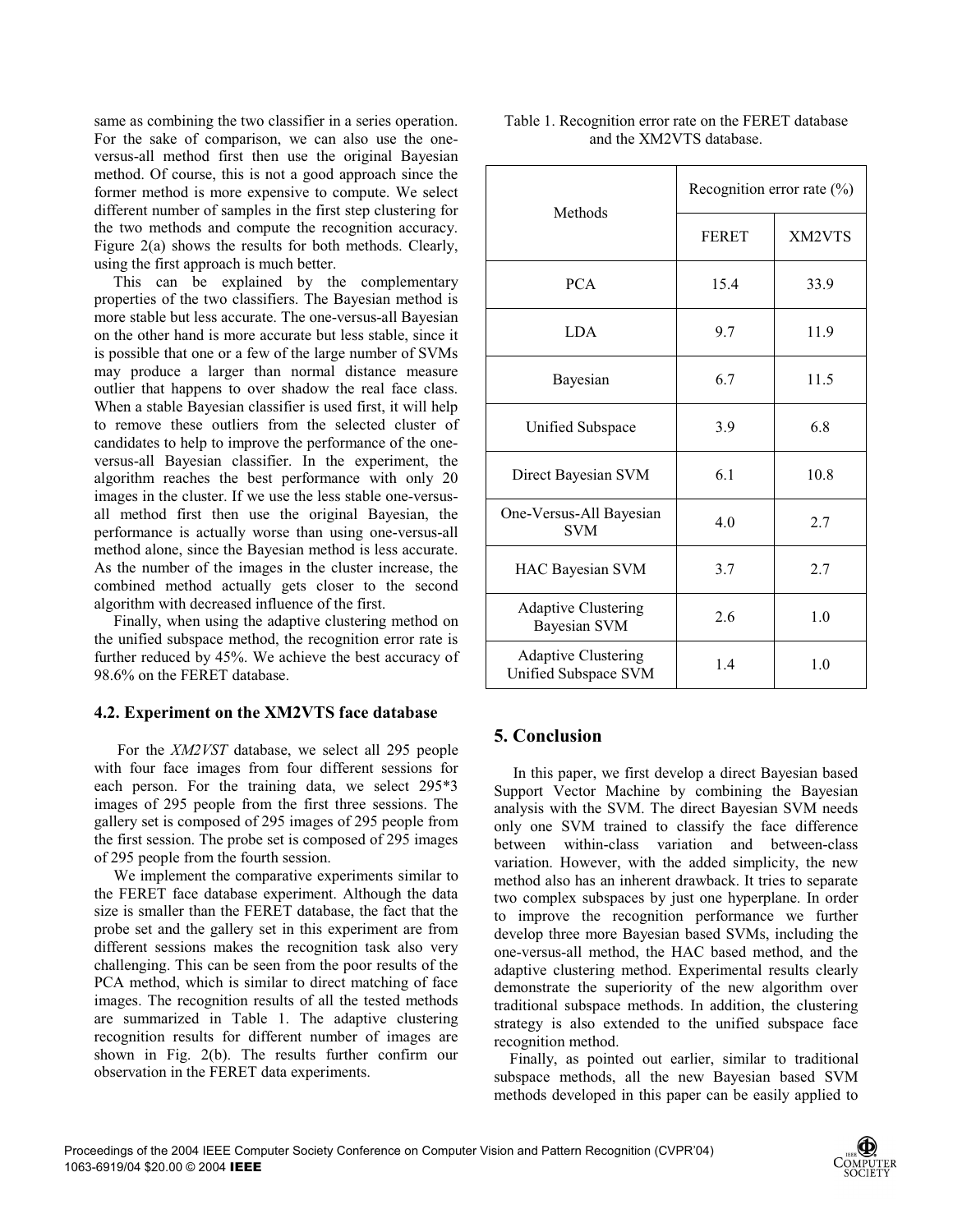same as combining the two classifier in a series operation. For the sake of comparison, we can also use the one-versus-all method first then use the original Bayesian method. Of course, this is not a good approach since the former method is more expensive to compute. We select different number of samples in the first step clustering for the two methods and compute the recognition accuracy. Figure 2(a) shows the results for both methods. Clearly, using the first approach is much better.

This can be explained by the complementary properties of the two classifiers. The Bayesian method is more stable but less accurate. The one-versus-all Bayesian on the other hand is more accurate but less stable, since it is possible that one or a few of the large number of SVMs may produce a larger than normal distance measure outlier that happens to over shadow the real face class. When a stable Bayesian classifier is used first, it will help to remove these outliers from the selected cluster of candidates to help to improve the performance of the one-versus-all Bayesian classifier. In the experiment, the algorithm reaches the best performance with only 20 images in the cluster. If we use the less stable one-versus-all method first then use the original Bayesian, the performance is actually worse than using one-versus-all method alone, since the Bayesian method is less accurate. As the number of the images in the cluster increase, the combined method actually gets closer to the second algorithm with decreased influence of the first.

Finally, when using the adaptive clustering method on the unified subspace method, the recognition error rate is further reduced by 45%. We achieve the best accuracy of 98.6% on the FERET database.

### 4.2. Experiment on the XM2VTS face database

For the *XM2VST* database, we select all 295 people with four face images from four different sessions for each person. For the training data, we select 295*3 images of 295 people from the first three sessions. The gallery set is composed of 295 images of 295 people from the first session. The probe set is composed of 295 images of 295 people from the fourth session.

We implement the comparative experiments similar to the FERET face database experiment. Although the data size is smaller than the FERET database, the fact that the probe set and the gallery set in this experiment are from different sessions makes the recognition task also very challenging. This can be seen from the poor results of the PCA method, which is similar to direct matching of face images. The recognition results of all the tested methods are summarized in Table 1. The adaptive clustering recognition results for different number of images are shown in Fig. 2(b). The results further confirm our observation in the FERET data experiments.

Table 1. Recognition error rate on the FERET database and the XM2VTS database.

| Methods | Recognition error rate (%) | |
|---|---|---|
| | FERET | XM2VTS |
| PCA | 15.4 | 33.9 |
| LDA | 9.7 | 11.9 |
| Bayesian | 6.7 | 11.5 |
| Unified Subspace | 3.9 | 6.8 |
| Direct Bayesian SVM | 6.1 | 10.8 |
| One-Versus-All Bayesian SVM | 4.0 | 2.7 |
| HAC Bayesian SVM | 3.7 | 2.7 |
| Adaptive Clustering Bayesian SVM | 2.6 | 1.0 |
| Adaptive Clustering Unified Subspace SVM | 1.4 | 1.0 |

## 5. Conclusion

In this paper, we first develop a direct Bayesian based Support Vector Machine by combining the Bayesian analysis with the SVM. The direct Bayesian SVM needs only one SVM trained to classify the face difference between within-class variation and between-class variation. However, with the added simplicity, the new method also has an inherent drawback. It tries to separate two complex subspaces by just one hyperplane. In order to improve the recognition performance we further develop three more Bayesian based SVMs, including the one-versus-all method, the HAC based method, and the adaptive clustering method. Experimental results clearly demonstrate the superiority of the new algorithm over traditional subspace methods. In addition, the clustering strategy is also extended to the unified subspace face recognition method.

Finally, as pointed out earlier, similar to traditional subspace methods, all the new Bayesian based SVM methods developed in this paper can be easily applied to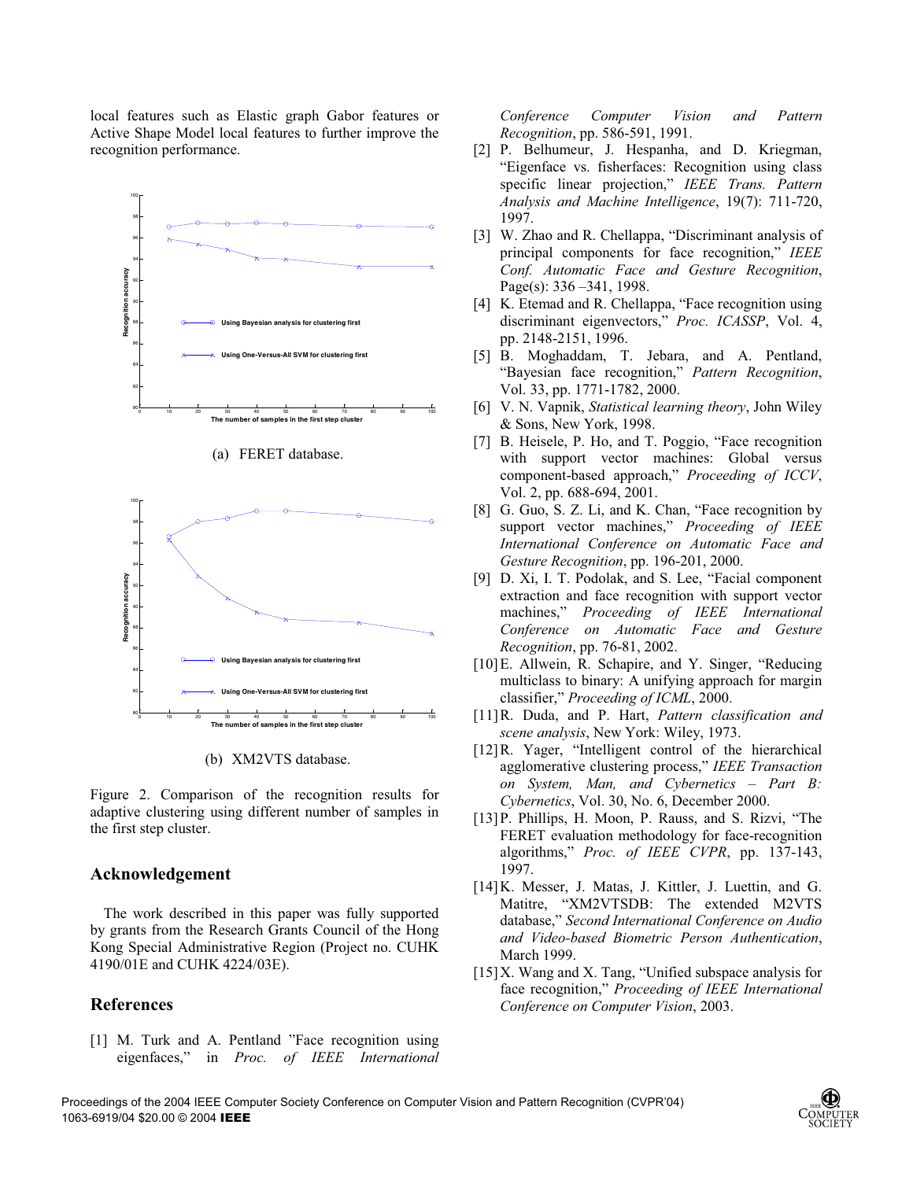local features such as Elastic graph Gabor features or Active Shape Model local features to further improve the recognition performance.

Recognition accuracy

100
98
96
94
92
90
88
86
84
82
80

Using Bayesian analysis for clustering first

Using One-Versus-All SVM for clustering first

0 10 20 30 40 50 60 70 80 90 100

The number of samples in the first step cluster

(a) FERET database.

Recognition accuracy

100
98
96
94
92
90
88
86
84
82
80

Using Bayesian analysis for clustering first

Using One-Versus-All SVM for clustering first

0 10 20 30 40 50 60 70 80 90 100

The number of samples in the first step cluster

(b) XM2VTS database.

Figure 2. Comparison of the recognition results for adaptive clustering using different number of samples in the first step cluster.

## Acknowledgement

The work described in this paper was fully supported by grants from the Research Grants Council of the Hong Kong Special Administrative Region (Project no. CUHK 4190/01E and CUHK 4224/03E).

## References

[1] M. Turk and A. Pentland "Face recognition using eigenfaces," in *Proc. of IEEE International Conference Computer Vision and Pattern Recognition*, pp. 586-591, 1991.

[2] P. Belhumeur, J. Hespanha, and D. Kriegman, "Eigenface vs. fisherfaces: Recognition using class specific linear projection," *IEEE Trans. Pattern Analysis and Machine Intelligence*, 19(7): 711-720, 1997.

[3] W. Zhao and R. Chellappa, "Discriminant analysis of principal components for face recognition," *IEEE Conf. Automatic Face and Gesture Recognition*, Page(s): 336 –341, 1998.

[4] K. Etemad and R. Chellappa, "Face recognition using discriminant eigenvectors," *Proc. ICASSP*, Vol. 4, pp. 2148-2151, 1996.

[5] B. Moghaddam, T. Jebara, and A. Pentland, "Bayesian face recognition," *Pattern Recognition*, Vol. 33, pp. 1771-1782, 2000.

[6] V. N. Vapnik, *Statistical learning theory*, John Wiley & Sons, New York, 1998.

[7] B. Heisele, P. Ho, and T. Poggio, "Face recognition with support vector machines: Global versus component-based approach," *Proceeding of ICCV*, Vol. 2, pp. 688-694, 2001.

[8] G. Guo, S. Z. Li, and K. Chan, "Face recognition by support vector machines," *Proceeding of IEEE International Conference on Automatic Face and Gesture Recognition*, pp. 196-201, 2000.

[9] D. Xi, I. T. Podolak, and S. Lee, "Facial component extraction and face recognition with support vector machines," *Proceeding of IEEE International Conference on Automatic Face and Gesture Recognition*, pp. 76-81, 2002.

[10] E. Allwein, R. Schapire, and Y. Singer, "Reducing multiclass to binary: A unifying approach for margin classifier," *Proceeding of ICML*, 2000.

[11] R. Duda, and P. Hart, *Pattern classification and scene analysis*, New York: Wiley, 1973.

[12] R. Yager, "Intelligent control of the hierarchical agglomerative clustering process," *IEEE Transaction on System, Man, and Cybernetics – Part B: Cybernetics*, Vol. 30, No. 6, December 2000.

[13] P. Phillips, H. Moon, P. Rauss, and S. Rizvi, "The FERET evaluation methodology for face-recognition algorithms," *Proc. of IEEE CVPR*, pp. 137-143, 1997.

[14] K. Messer, J. Matas, J. Kittler, J. Luettin, and G. Matitre, "XM2VTSDB: The extended M2VTS database," *Second International Conference on Audio and Video-based Biometric Person Authentication*, March 1999.

[15] X. Wang and X. Tang, "Unified subspace analysis for face recognition," *Proceeding of IEEE International Conference on Computer Vision*, 2003.